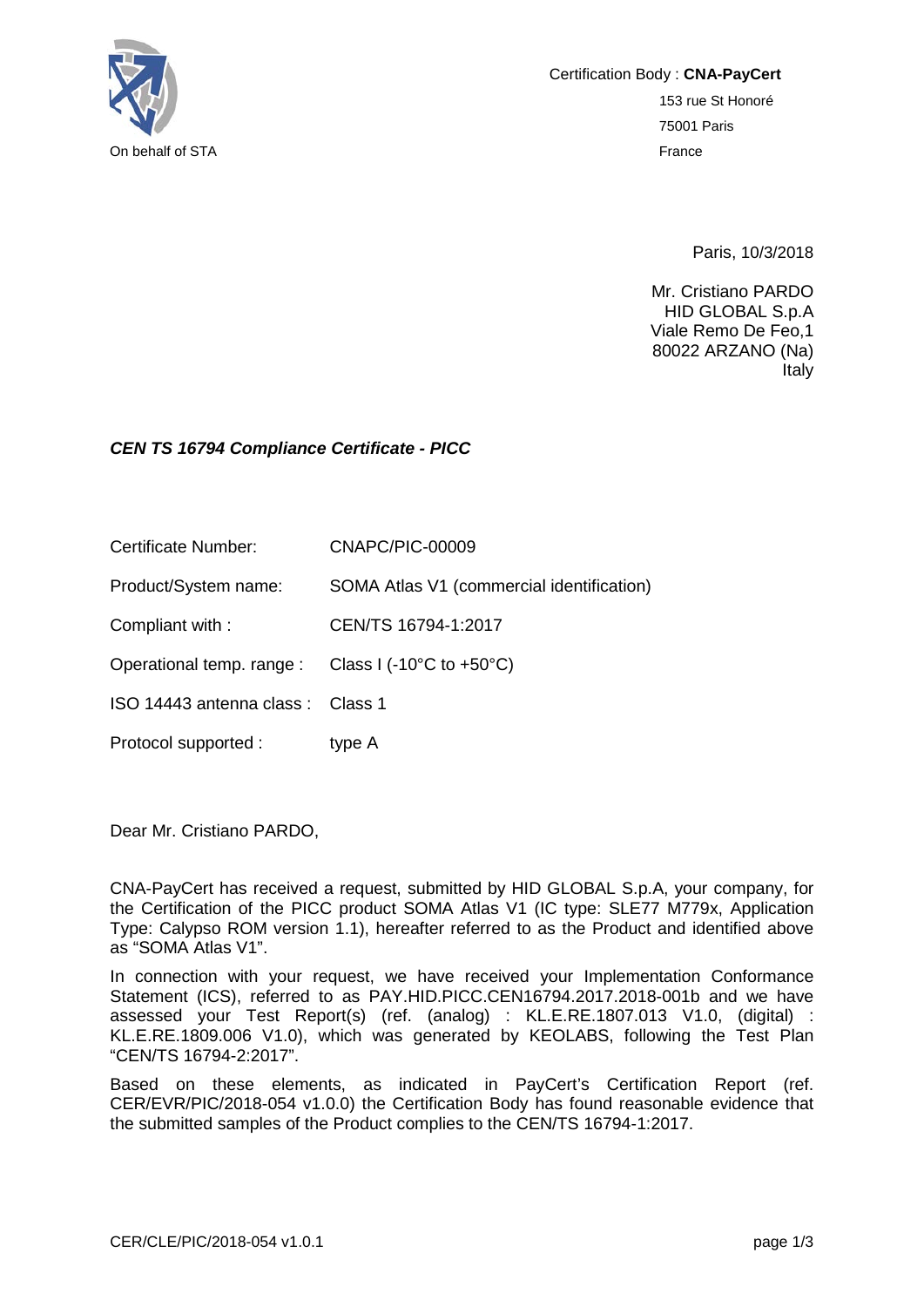On behalf of STA

Certification Body : **CNA-PayCert**
153 rue St Honoré
75001 Paris
France

Paris, 10/3/2018

Mr. Cristiano PARDO
HID GLOBAL S.p.A
Viale Remo De Feo,1
80022 ARZANO (Na)
Italy

***CEN TS 16794 Compliance Certificate - PICC***

| | |
|---|---|
| Certificate Number: | CNAPC/PIC-00009 |
| Product/System name: | SOMA Atlas V1 (commercial identification) |
| Compliant with : | CEN/TS 16794-1:2017 |
| Operational temp. range : | Class I (-10°C to +50°C) |
| ISO 14443 antenna class : | Class 1 |
| Protocol supported : | type A |

Dear Mr. Cristiano PARDO,

CNA-PayCert has received a request, submitted by HID GLOBAL S.p.A, your company, for the Certification of the PICC product SOMA Atlas V1 (IC type: SLE77 M779x, Application Type: Calypso ROM version 1.1), hereafter referred to as the Product and identified above as "SOMA Atlas V1".

In connection with your request, we have received your Implementation Conformance Statement (ICS), referred to as PAY.HID.PICC.CEN16794.2017.2018-001b and we have assessed your Test Report(s) (ref. (analog) : KL.E.RE.1807.013 V1.0, (digital) : KL.E.RE.1809.006 V1.0), which was generated by KEOLABS, following the Test Plan "CEN/TS 16794-2:2017".

Based on these elements, as indicated in PayCert's Certification Report (ref. CER/EVR/PIC/2018-054 v1.0.0) the Certification Body has found reasonable evidence that the submitted samples of the Product complies to the CEN/TS 16794-1:2017.

CER/CLE/PIC/2018-054 v1.0.1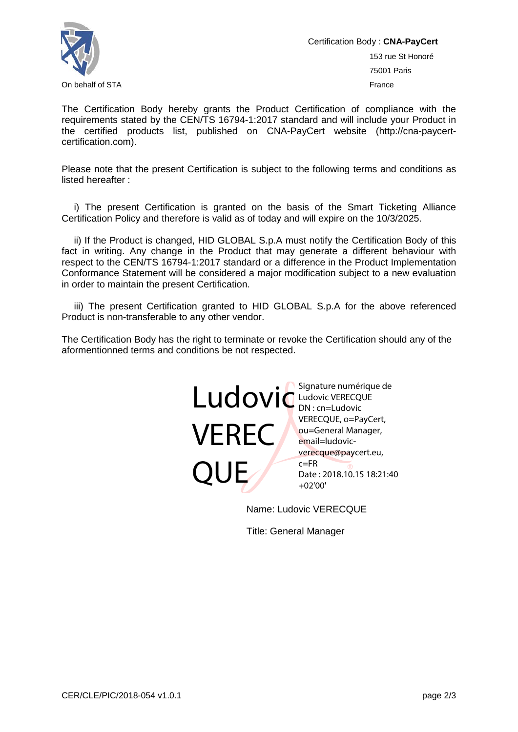On behalf of STA

Certification Body : **CNA-PayCert**

153 rue St Honoré

75001 Paris

France

The Certification Body hereby grants the Product Certification of compliance with the requirements stated by the CEN/TS 16794-1:2017 standard and will include your Product in the certified products list, published on CNA-PayCert website (http://cna-paycert-certification.com).

Please note that the present Certification is subject to the following terms and conditions as listed hereafter :

i) The present Certification is granted on the basis of the Smart Ticketing Alliance Certification Policy and therefore is valid as of today and will expire on the 10/3/2025.

ii) If the Product is changed, HID GLOBAL S.p.A must notify the Certification Body of this fact in writing. Any change in the Product that may generate a different behaviour with respect to the CEN/TS 16794-1:2017 standard or a difference in the Product Implementation Conformance Statement will be considered a major modification subject to a new evaluation in order to maintain the present Certification.

iii) The present Certification granted to HID GLOBAL S.p.A for the above referenced Product is non-transferable to any other vendor.

The Certification Body has the right to terminate or revoke the Certification should any of the aforementionned terms and conditions be not respected.

Ludovic VERECQUE

Signature numérique de Ludovic VERECQUE
DN : cn=Ludovic VERECQUE, o=PayCert, ou=General Manager, email=ludovic-verecque@paycert.eu, c=FR
Date : 2018.10.15 18:21:40 +02'00'

Name: Ludovic VERECQUE

Title: General Manager

CER/CLE/PIC/2018-054 v1.0.1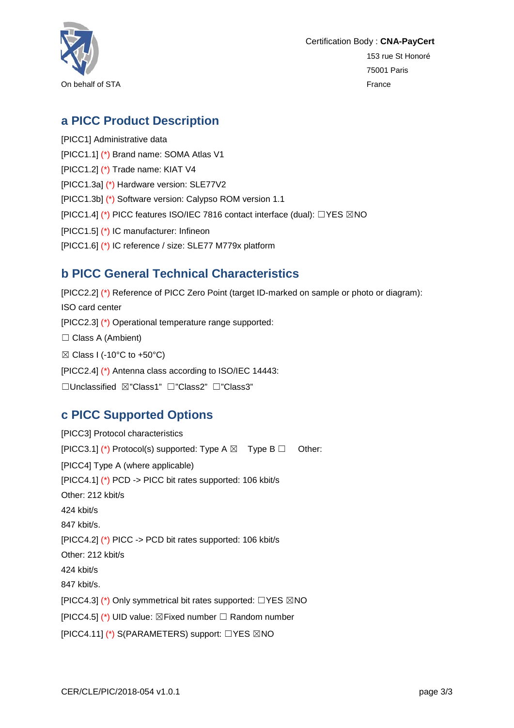On behalf of STA

Certification Body : **CNA-PayCert**
153 rue St Honoré
75001 Paris
France

## a PICC Product Description

[PICC1] Administrative data

[PICC1.1] (*) Brand name: SOMA Atlas V1

[PICC1.2] (*) Trade name: KIAT V4

[PICC1.3a] (*) Hardware version: SLE77V2

[PICC1.3b] (*) Software version: Calypso ROM version 1.1

[PICC1.4] (*) PICC features ISO/IEC 7816 contact interface (dual): ☐YES ☒NO

[PICC1.5] (*) IC manufacturer: Infineon

[PICC1.6] (*) IC reference / size: SLE77 M779x platform

## b PICC General Technical Characteristics

[PICC2.2] (*) Reference of PICC Zero Point (target ID-marked on sample or photo or diagram):
ISO card center

[PICC2.3] (*) Operational temperature range supported:

☐ Class A (Ambient)

☒ Class I (-10°C to +50°C)

[PICC2.4] (*) Antenna class according to ISO/IEC 14443:

☐Unclassified ☒"Class1" ☐"Class2" ☐"Class3"

## c PICC Supported Options

[PICC3] Protocol characteristics

[PICC3.1] (*) Protocol(s) supported: Type A ☒ Type B ☐ Other:

[PICC4] Type A (where applicable)

[PICC4.1] (*) PCD -> PICC bit rates supported: 106 kbit/s
Other: 212 kbit/s
424 kbit/s
847 kbit/s.

[PICC4.2] (*) PICC -> PCD bit rates supported: 106 kbit/s
Other: 212 kbit/s
424 kbit/s
847 kbit/s.

[PICC4.3] (*) Only symmetrical bit rates supported: ☐YES ☒NO

[PICC4.5] (*) UID value: ☒Fixed number ☐ Random number

[PICC4.11] (*) S(PARAMETERS) support: ☐YES ☒NO

CER/CLE/PIC/2018-054 v1.0.1